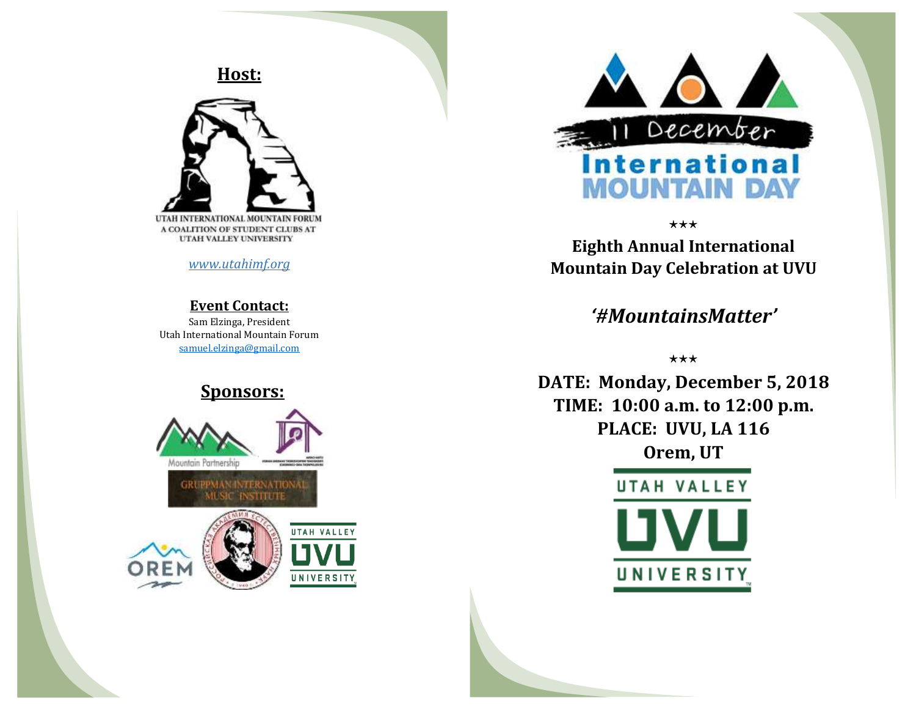## Host:

UTAH INTERNATIONAL MOUNTAIN FORUM
A COALITION OF STUDENT CLUBS AT
UTAH VALLEY UNIVERSITY

*www.utahimf.org*

**Event Contact:**

Sam Elzinga, President
Utah International Mountain Forum
samuel.elzinga@gmail.com

## Sponsors:

Mountain Partnership

GRUPPMAN INTERNATIONAL MUSIC INSTITUTE

OREM

UTAH VALLEY UVU UNIVERSITY

11 December
International
MOUNTAIN DAY

★★★

**Eighth Annual International Mountain Day Celebration at UVU**

***'#MountainsMatter'***

★★★

**DATE: Monday, December 5, 2018**
**TIME: 10:00 a.m. to 12:00 p.m.**
**PLACE: UVU, LA 116**
**Orem, UT**

UTAH VALLEY
UVU
UNIVERSITY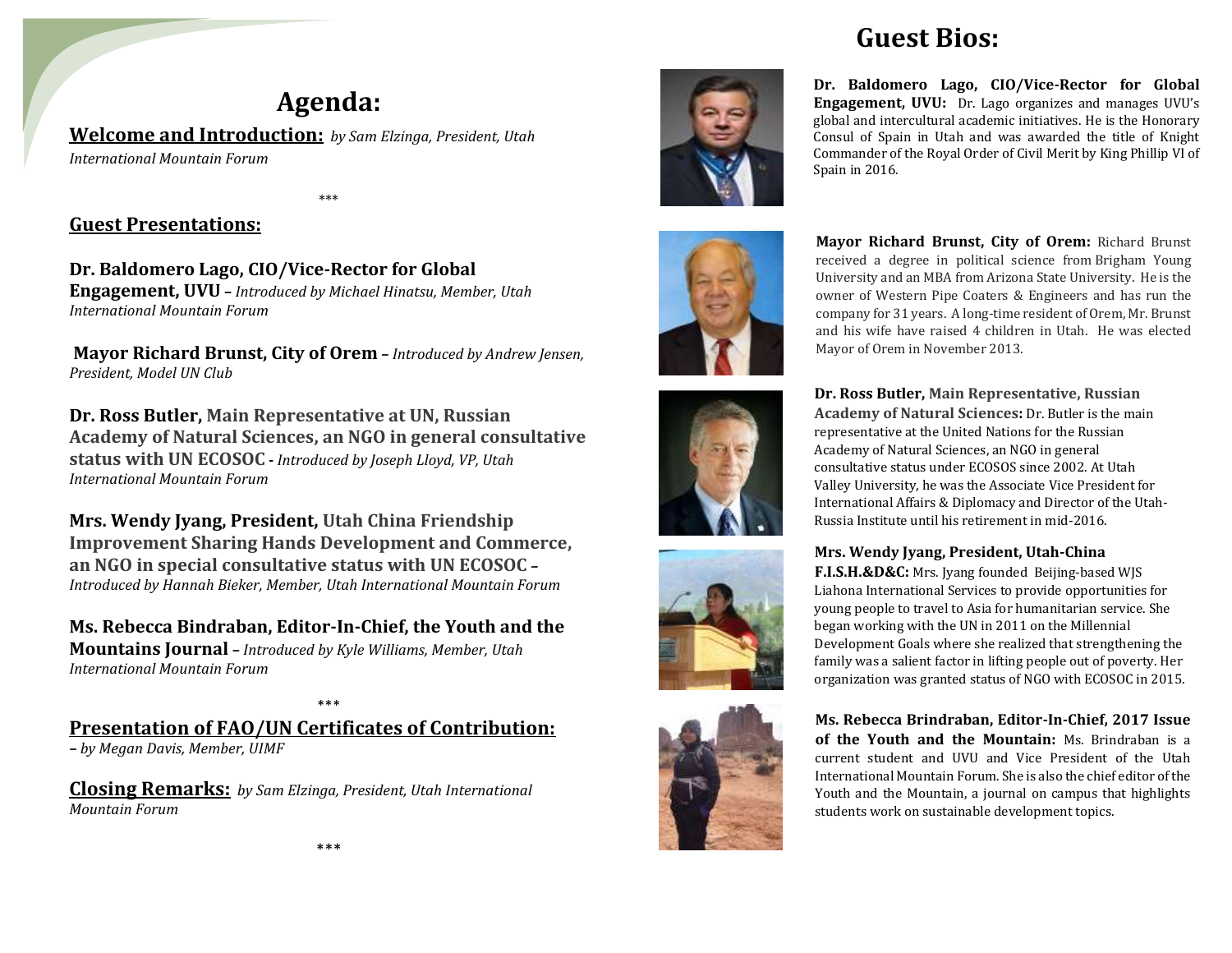# Agenda:

**Welcome and Introduction:** *by Sam Elzinga, President, Utah International Mountain Forum*

\*\*\*

**Guest Presentations:**

**Dr. Baldomero Lago, CIO/Vice-Rector for Global Engagement, UVU** – *Introduced by Michael Hinatsu, Member, Utah International Mountain Forum*

**Mayor Richard Brunst, City of Orem** – *Introduced by Andrew Jensen, President, Model UN Club*

**Dr. Ross Butler, Main Representative at UN, Russian Academy of Natural Sciences, an NGO in general consultative status with UN ECOSOC** - *Introduced by Joseph Lloyd, VP, Utah International Mountain Forum*

**Mrs. Wendy Jyang, President, Utah China Friendship Improvement Sharing Hands Development and Commerce, an NGO in special consultative status with UN ECOSOC** – *Introduced by Hannah Bieker, Member, Utah International Mountain Forum*

**Ms. Rebecca Bindraban, Editor-In-Chief, the Youth and the Mountains Journal** – *Introduced by Kyle Williams, Member, Utah International Mountain Forum*

\*\*\*

**Presentation of FAO/UN Certificates of Contribution:** – *by Megan Davis, Member, UIMF*

**Closing Remarks:** *by Sam Elzinga, President, Utah International Mountain Forum*

\*\*\*

# Guest Bios:

**Dr. Baldomero Lago, CIO/Vice-Rector for Global Engagement, UVU:** Dr. Lago organizes and manages UVU's global and intercultural academic initiatives. He is the Honorary Consul of Spain in Utah and was awarded the title of Knight Commander of the Royal Order of Civil Merit by King Phillip VI of Spain in 2016.

**Mayor Richard Brunst, City of Orem:** Richard Brunst received a degree in political science from Brigham Young University and an MBA from Arizona State University. He is the owner of Western Pipe Coaters & Engineers and has run the company for 31 years. A long-time resident of Orem, Mr. Brunst and his wife have raised 4 children in Utah. He was elected Mayor of Orem in November 2013.

**Dr. Ross Butler, Main Representative, Russian Academy of Natural Sciences:** Dr. Butler is the main representative at the United Nations for the Russian Academy of Natural Sciences, an NGO in general consultative status under ECOSOS since 2002. At Utah Valley University, he was the Associate Vice President for International Affairs & Diplomacy and Director of the Utah-Russia Institute until his retirement in mid-2016.

**Mrs. Wendy Jyang, President, Utah-China F.I.S.H.&D&C:** Mrs. Jyang founded Beijing-based WJS Liahona International Services to provide opportunities for young people to travel to Asia for humanitarian service. She began working with the UN in 2011 on the Millennial Development Goals where she realized that strengthening the family was a salient factor in lifting people out of poverty. Her organization was granted status of NGO with ECOSOC in 2015.

**Ms. Rebecca Brindraban, Editor-In-Chief, 2017 Issue of the Youth and the Mountain:** Ms. Brindraban is a current student and UVU and Vice President of the Utah International Mountain Forum. She is also the chief editor of the Youth and the Mountain, a journal on campus that highlights students work on sustainable development topics.